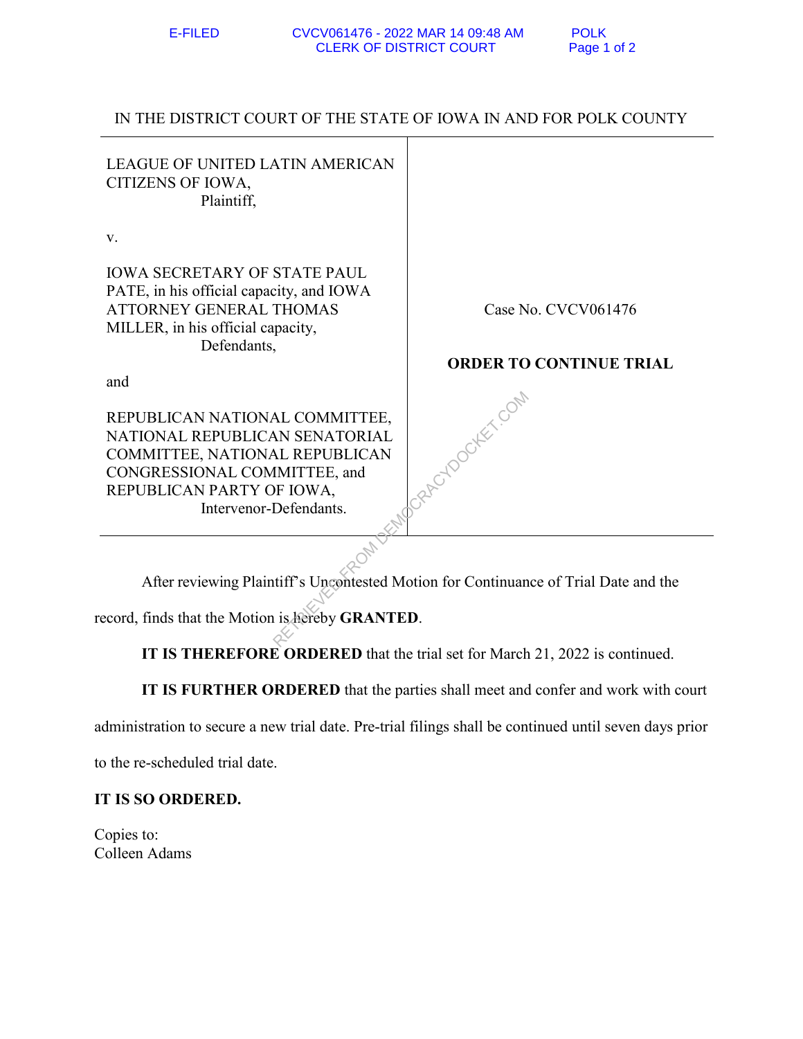IN THE DISTRICT COURT OF THE STATE OF IOWA IN AND FOR POLK COUNTY

| | |
|---|---|
| LEAGUE OF UNITED LATIN AMERICAN CITIZENS OF IOWA,<br>Plaintiff,<br><br>v.<br><br>IOWA SECRETARY OF STATE PAUL PATE, in his official capacity, and IOWA ATTORNEY GENERAL THOMAS MILLER, in his official capacity,<br>Defendants,<br><br>and<br><br>REPUBLICAN NATIONAL COMMITTEE, NATIONAL REPUBLICAN SENATORIAL COMMITTEE, NATIONAL REPUBLICAN CONGRESSIONAL COMMITTEE, and REPUBLICAN PARTY OF IOWA,<br>Intervenor-Defendants. | Case No. CVCV061476<br><br>**ORDER TO CONTINUE TRIAL** |

After reviewing Plaintiff's Uncontested Motion for Continuance of Trial Date and the record, finds that the Motion is hereby **GRANTED**.

**IT IS THEREFORE ORDERED** that the trial set for March 21, 2022 is continued.

**IT IS FURTHER ORDERED** that the parties shall meet and confer and work with court administration to secure a new trial date. Pre-trial filings shall be continued until seven days prior to the re-scheduled trial date.

**IT IS SO ORDERED.**

Copies to:
Colleen Adams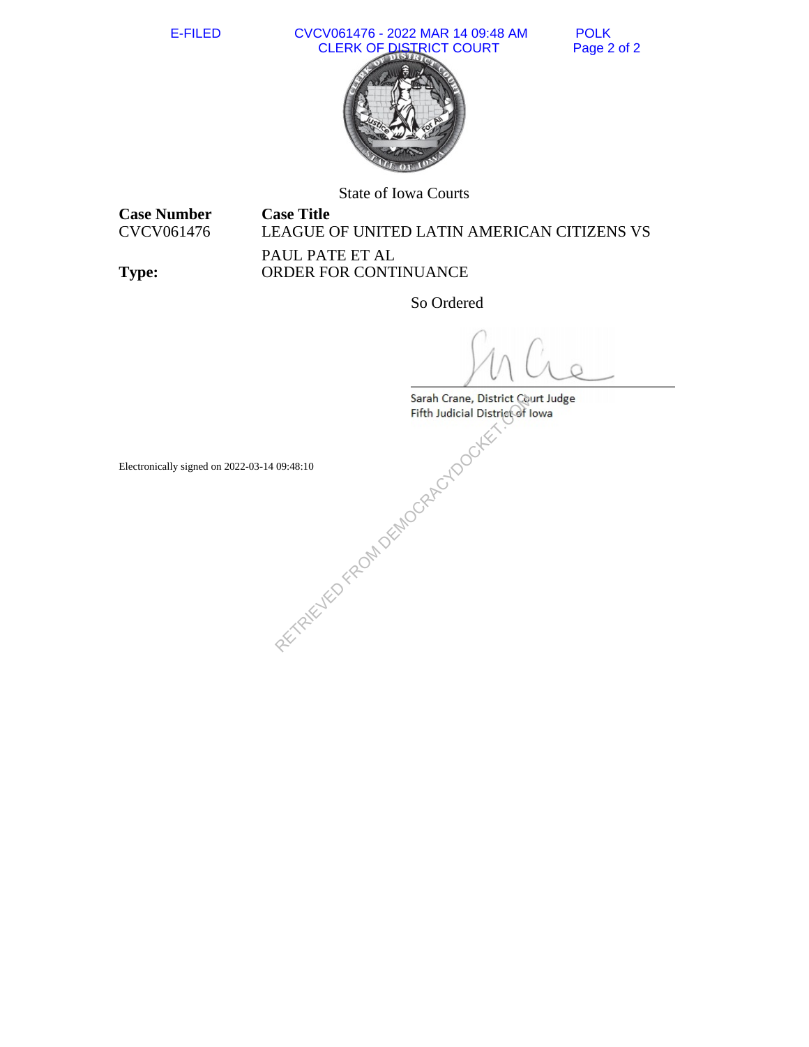State of Iowa Courts

| | |
|---|---|
| **Case Number** | **Case Title** |
| CVCV061476 | LEAGUE OF UNITED LATIN AMERICAN CITIZENS VS PAUL PATE ET AL |
| **Type:** | ORDER FOR CONTINUANCE |

So Ordered

Sarah Crane, District Court Judge
Fifth Judicial District of Iowa

Electronically signed on 2022-03-14 09:48:10